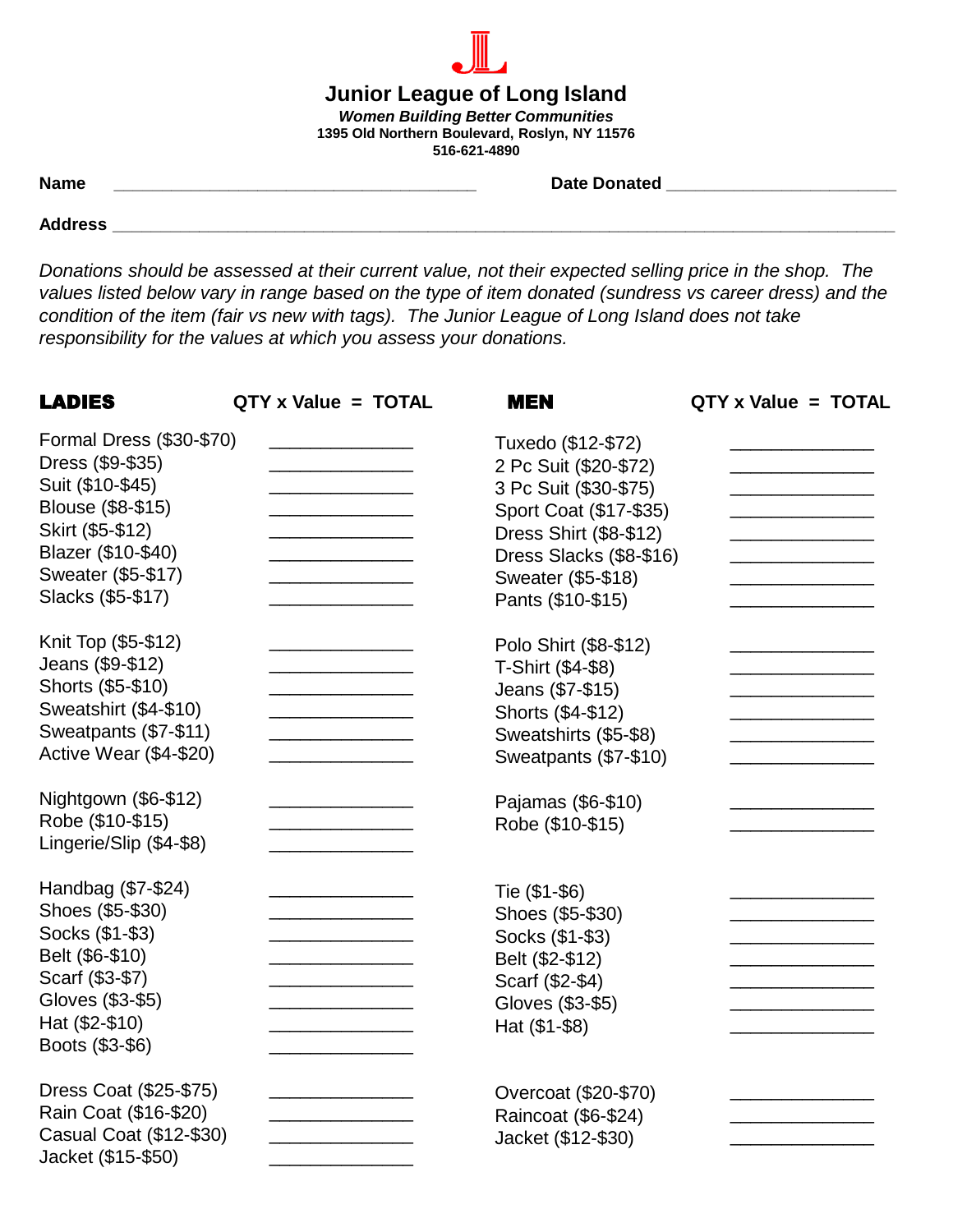# Junior League of Long Island

***Women Building Better Communities***

**1395 Old Northern Boulevard, Roslyn, NY 11576**

**516-621-4890**

**Name** ______________________________ **Date Donated** ____________________

**Address** ____________________________________________________________

*Donations should be assessed at their current value, not their expected selling price in the shop. The values listed below vary in range based on the type of item donated (sundress vs career dress) and the condition of the item (fair vs new with tags). The Junior League of Long Island does not take responsibility for the values at which you assess your donations.*

| **LADIES** | **QTY x Value = TOTAL** |
|---|---|
| Formal Dress ($30-$70) | ____________ |
| Dress ($9-$35) | ____________ |
| Suit ($10-$45) | ____________ |
| Blouse ($8-$15) | ____________ |
| Skirt ($5-$12) | ____________ |
| Blazer ($10-$40) | ____________ |
| Sweater ($5-$17) | ____________ |
| Slacks ($5-$17) | ____________ |
| Knit Top ($5-$12) | ____________ |
| Jeans ($9-$12) | ____________ |
| Shorts ($5-$10) | ____________ |
| Sweatshirt ($4-$10) | ____________ |
| Sweatpants ($7-$11) | ____________ |
| Active Wear ($4-$20) | ____________ |
| Nightgown ($6-$12) | ____________ |
| Robe ($10-$15) | ____________ |
| Lingerie/Slip ($4-$8) | ____________ |
| Handbag ($7-$24) | ____________ |
| Shoes ($5-$30) | ____________ |
| Socks ($1-$3) | ____________ |
| Belt ($6-$10) | ____________ |
| Scarf ($3-$7) | ____________ |
| Gloves ($3-$5) | ____________ |
| Hat ($2-$10) | ____________ |
| Boots ($3-$6) | ____________ |
| Dress Coat ($25-$75) | ____________ |
| Rain Coat ($16-$20) | ____________ |
| Casual Coat ($12-$30) | ____________ |
| Jacket ($15-$50) | ____________ |

| **MEN** | **QTY x Value = TOTAL** |
|---|---|
| Tuxedo ($12-$72) | ____________ |
| 2 Pc Suit ($20-$72) | ____________ |
| 3 Pc Suit ($30-$75) | ____________ |
| Sport Coat ($17-$35) | ____________ |
| Dress Shirt ($8-$12) | ____________ |
| Dress Slacks ($8-$16) | ____________ |
| Sweater ($5-$18) | ____________ |
| Pants ($10-$15) | ____________ |
| Polo Shirt ($8-$12) | ____________ |
| T-Shirt ($4-$8) | ____________ |
| Jeans ($7-$15) | ____________ |
| Shorts ($4-$12) | ____________ |
| Sweatshirts ($5-$8) | ____________ |
| Sweatpants ($7-$10) | ____________ |
| Pajamas ($6-$10) | ____________ |
| Robe ($10-$15) | ____________ |
| Tie ($1-$6) | ____________ |
| Shoes ($5-$30) | ____________ |
| Socks ($1-$3) | ____________ |
| Belt ($2-$12) | ____________ |
| Scarf ($2-$4) | ____________ |
| Gloves ($3-$5) | ____________ |
| Hat ($1-$8) | ____________ |
| Overcoat ($20-$70) | ____________ |
| Raincoat ($6-$24) | ____________ |
| Jacket ($12-$30) | ____________ |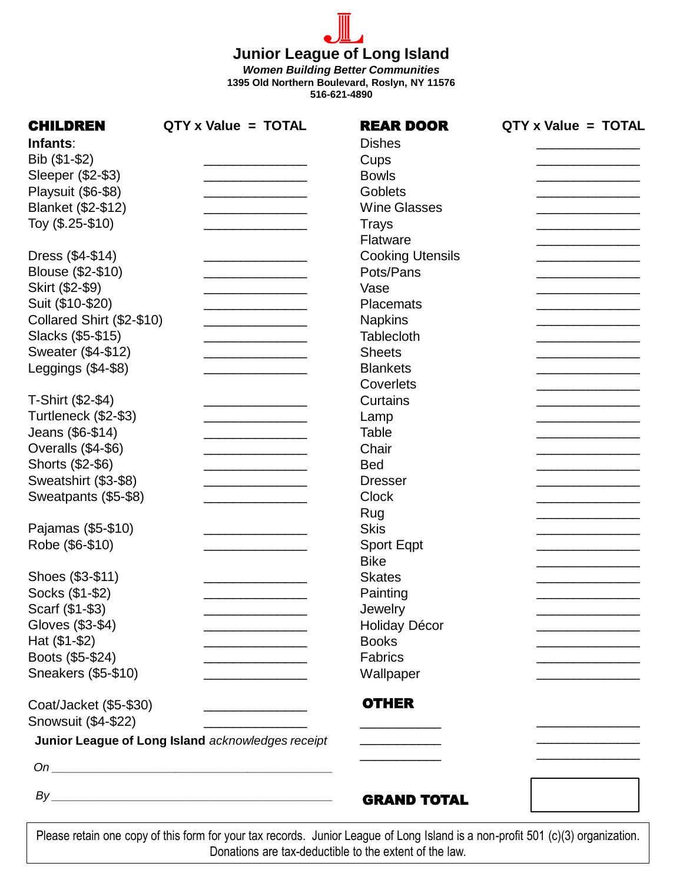# Junior League of Long Island

***Women Building Better Communities***

**1395 Old Northern Boulevard, Roslyn, NY 11576**

**516-621-4890**

| CHILDREN | QTY x Value = TOTAL |
|---|---|
| **Infants:** | |
| Bib ($1-$2) | ______________ |
| Sleeper ($2-$3) | ______________ |
| Playsuit ($6-$8) | ______________ |
| Blanket ($2-$12) | ______________ |
| Toy ($.25-$10) | ______________ |
| Dress ($4-$14) | ______________ |
| Blouse ($2-$10) | ______________ |
| Skirt ($2-$9) | ______________ |
| Suit ($10-$20) | ______________ |
| Collared Shirt ($2-$10) | ______________ |
| Slacks ($5-$15) | ______________ |
| Sweater ($4-$12) | ______________ |
| Leggings ($4-$8) | ______________ |
| T-Shirt ($2-$4) | ______________ |
| Turtleneck ($2-$3) | ______________ |
| Jeans ($6-$14) | ______________ |
| Overalls ($4-$6) | ______________ |
| Shorts ($2-$6) | ______________ |
| Sweatshirt ($3-$8) | ______________ |
| Sweatpants ($5-$8) | ______________ |
| Pajamas ($5-$10) | ______________ |
| Robe ($6-$10) | ______________ |
| Shoes ($3-$11) | ______________ |
| Socks ($1-$2) | ______________ |
| Scarf ($1-$3) | ______________ |
| Gloves ($3-$4) | ______________ |
| Hat ($1-$2) | ______________ |
| Boots ($5-$24) | ______________ |
| Sneakers ($5-$10) | ______________ |
| Coat/Jacket ($5-$30) | ______________ |
| Snowsuit ($4-$22) | ______________ |

| REAR DOOR | QTY x Value = TOTAL |
|---|---|
| Dishes | ______________ |
| Cups | ______________ |
| Bowls | ______________ |
| Goblets | ______________ |
| Wine Glasses | ______________ |
| Trays | ______________ |
| Flatware | ______________ |
| Cooking Utensils | ______________ |
| Pots/Pans | ______________ |
| Vase | ______________ |
| Placemats | ______________ |
| Napkins | ______________ |
| Tablecloth | ______________ |
| Sheets | ______________ |
| Blankets | ______________ |
| Coverlets | ______________ |
| Curtains | ______________ |
| Lamp | ______________ |
| Table | ______________ |
| Chair | ______________ |
| Bed | ______________ |
| Dresser | ______________ |
| Clock | ______________ |
| Rug | ______________ |
| Skis | ______________ |
| Sport Eqpt | ______________ |
| Bike | ______________ |
| Skates | ______________ |
| Painting | ______________ |
| Jewelry | ______________ |
| Holiday Décor | ______________ |
| Books | ______________ |
| Fabrics | ______________ |
| Wallpaper | ______________ |

**OTHER**

| | |
|---|---|
| ___________ | ______________ |
| ___________ | ______________ |
| ___________ | ______________ |

**GRAND TOTAL** ______________

**Junior League of Long Island** *acknowledges receipt*

*On* ____________________________________________

*By* ____________________________________________

Please retain one copy of this form for your tax records. Junior League of Long Island is a non-profit 501 (c)(3) organization. Donations are tax-deductible to the extent of the law.